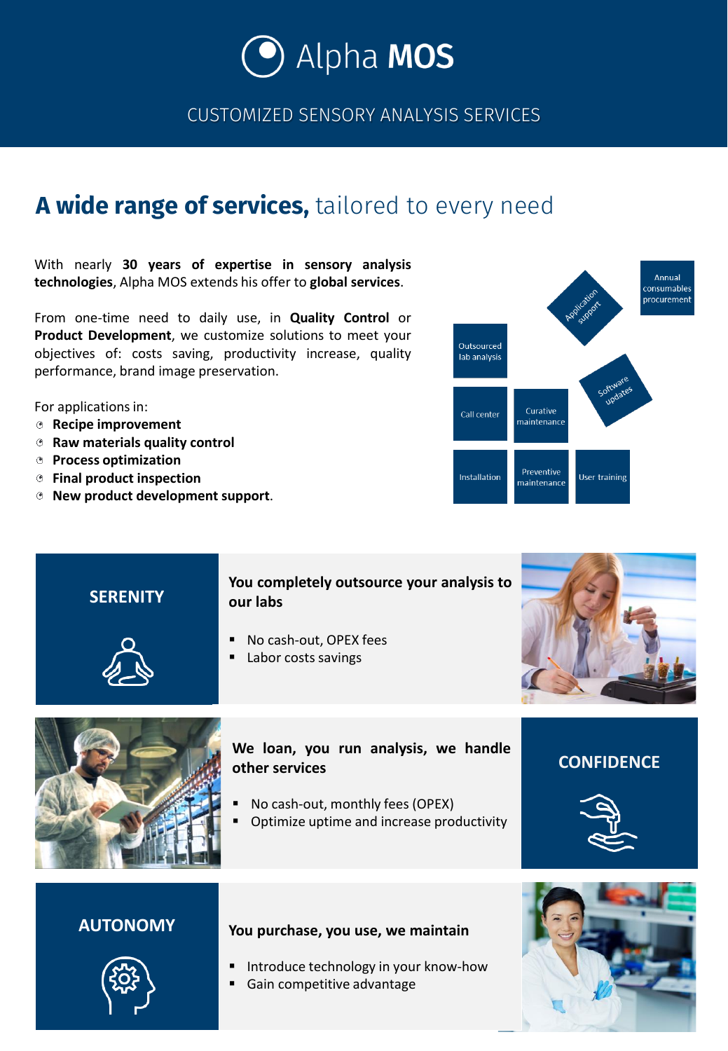# Alpha MOS

CUSTOMIZED SENSORY ANALYSIS SERVICES

## **A wide range of services,** tailored to every need

With nearly **30 years of expertise in sensory analysis technologies**, Alpha MOS extends his offer to **global services**.

From one-time need to daily use, in **Quality Control** or **Product Development**, we customize solutions to meet your objectives of: costs saving, productivity increase, quality performance, brand image preservation.

For applications in:

- **Recipe improvement**
- **Raw materials quality control**
- **Process optimization**
- **Final product inspection**
- **New product development support**.

Application support

Annual consumables procurement

Outsourced lab analysis

Software updates

Call center

Curative maintenance

Installation

Preventive maintenance

User training

### SERENITY

**You completely outsource your analysis to our labs**

- No cash-out, OPEX fees
- Labor costs savings

### CONFIDENCE

**We loan, you run analysis, we handle other services**

- No cash-out, monthly fees (OPEX)
- Optimize uptime and increase productivity

### AUTONOMY

**You purchase, you use, we maintain**

- Introduce technology in your know-how
- Gain competitive advantage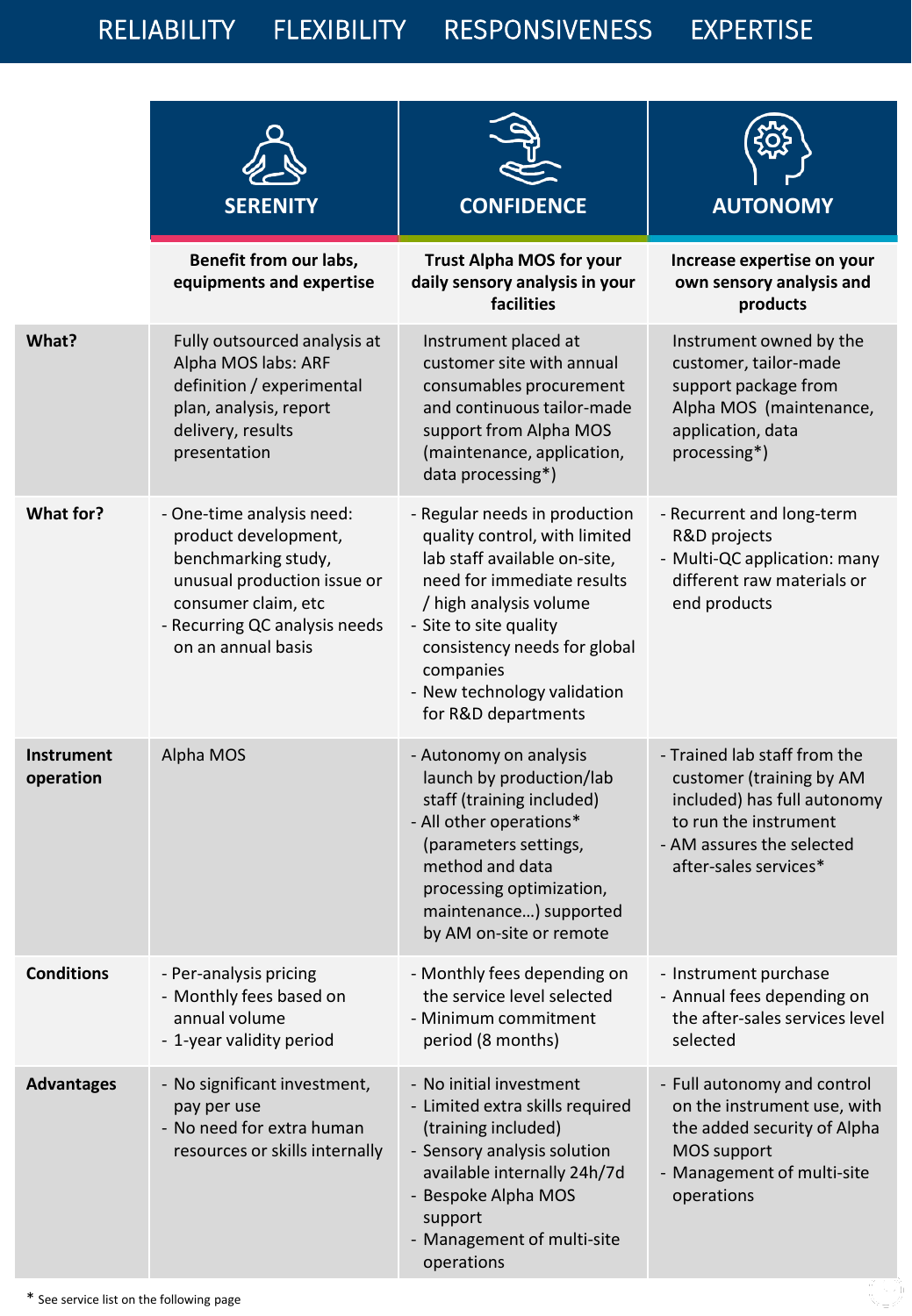RELIABILITY FLEXIBILITY RESPONSIVENESS EXPERTISE

| | **SERENITY** | **CONFIDENCE** | **AUTONOMY** |
|---|---|---|---|
| | **Benefit from our labs, equipments and expertise** | **Trust Alpha MOS for your daily sensory analysis in your facilities** | **Increase expertise on your own sensory analysis and products** |
| **What?** | Fully outsourced analysis at Alpha MOS labs: ARF definition / experimental plan, analysis, report delivery, results presentation | Instrument placed at customer site with annual consumables procurement and continuous tailor-made support from Alpha MOS (maintenance, application, data processing*) | Instrument owned by the customer, tailor-made support package from Alpha MOS (maintenance, application, data processing*) |
| **What for?** | - One-time analysis need: product development, benchmarking study, unusual production issue or consumer claim, etc<br>- Recurring QC analysis needs on an annual basis | - Regular needs in production quality control, with limited lab staff available on-site, need for immediate results / high analysis volume<br>- Site to site quality consistency needs for global companies<br>- New technology validation for R&D departments | - Recurrent and long-term R&D projects<br>- Multi-QC application: many different raw materials or end products |
| **Instrument operation** | Alpha MOS | - Autonomy on analysis launch by production/lab staff (training included)<br>- All other operations* (parameters settings, method and data processing optimization, maintenance…) supported by AM on-site or remote | - Trained lab staff from the customer (training by AM included) has full autonomy to run the instrument<br>- AM assures the selected after-sales services* |
| **Conditions** | - Per-analysis pricing<br>- Monthly fees based on annual volume<br>- 1-year validity period | - Monthly fees depending on the service level selected<br>- Minimum commitment period (8 months) | - Instrument purchase<br>- Annual fees depending on the after-sales services level selected |
| **Advantages** | - No significant investment, pay per use<br>- No need for extra human resources or skills internally | - No initial investment<br>- Limited extra skills required (training included)<br>- Sensory analysis solution available internally 24h/7d<br>- Bespoke Alpha MOS support<br>- Management of multi-site operations | - Full autonomy and control on the instrument use, with the added security of Alpha MOS support<br>- Management of multi-site operations |

\* See service list on the following page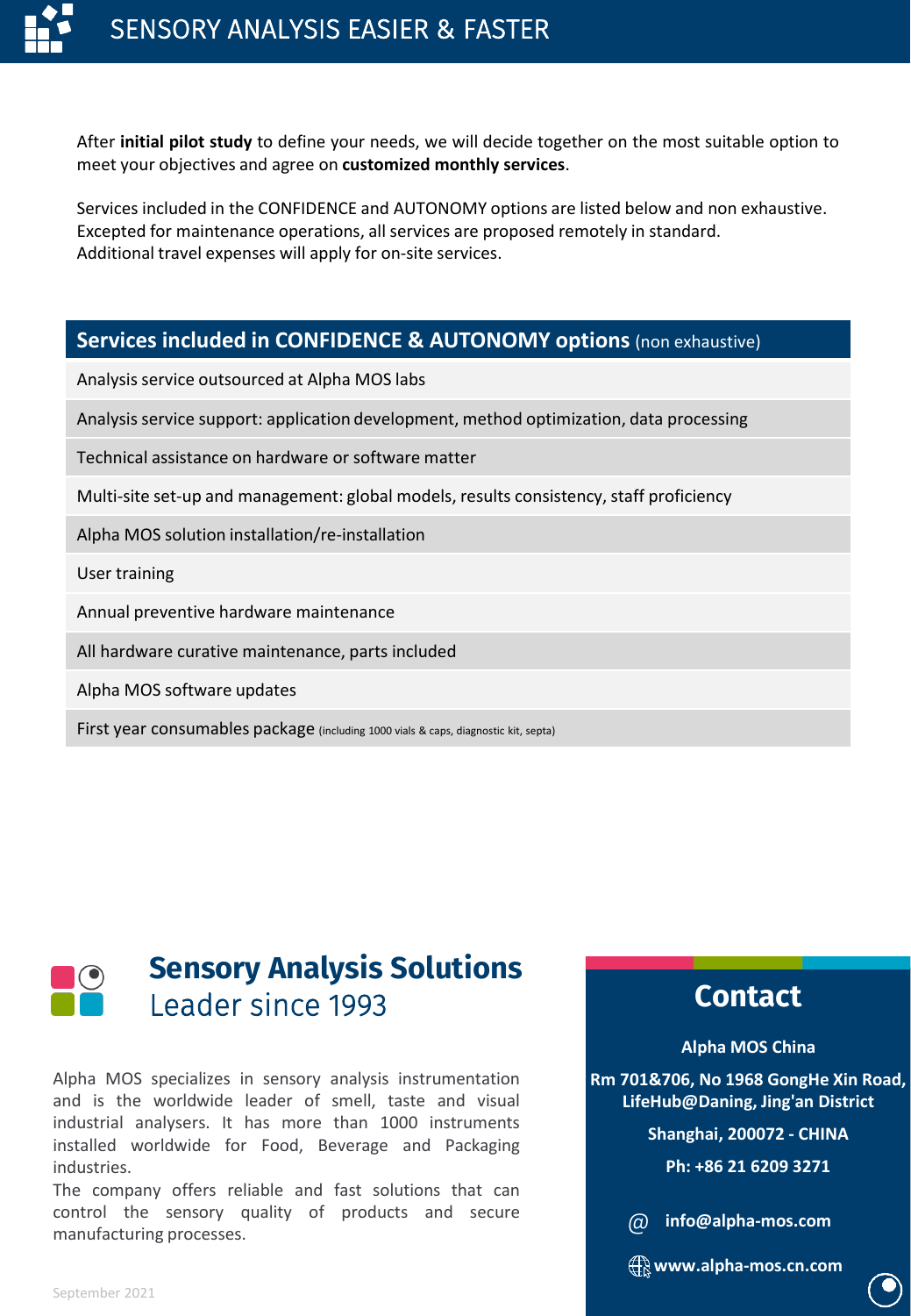After **initial pilot study** to define your needs, we will decide together on the most suitable option to meet your objectives and agree on **customized monthly services**.

Services included in the CONFIDENCE and AUTONOMY options are listed below and non exhaustive.
Excepted for maintenance operations, all services are proposed remotely in standard.
Additional travel expenses will apply for on-site services.

| **Services included in CONFIDENCE & AUTONOMY options** (non exhaustive) |
|---|
| Analysis service outsourced at Alpha MOS labs |
| Analysis service support: application development, method optimization, data processing |
| Technical assistance on hardware or software matter |
| Multi-site set-up and management: global models, results consistency, staff proficiency |
| Alpha MOS solution installation/re-installation |
| User training |
| Annual preventive hardware maintenance |
| All hardware curative maintenance, parts included |
| Alpha MOS software updates |
| First year consumables package (including 1000 vials & caps, diagnostic kit, septa) |

## Sensory Analysis Solutions
Leader since 1993

Alpha MOS specializes in sensory analysis instrumentation and is the worldwide leader of smell, taste and visual industrial analysers. It has more than 1000 instruments installed worldwide for Food, Beverage and Packaging industries.
The company offers reliable and fast solutions that can control the sensory quality of products and secure manufacturing processes.

September 2021

## Contact

**Alpha MOS China**

**Rm 701&706, No 1968 GongHe Xin Road, LifeHub@Daning, Jing'an District**

**Shanghai, 200072 - CHINA**

**Ph: +86 21 6209 3271**

**info@alpha-mos.com**

**www.alpha-mos.cn.com**